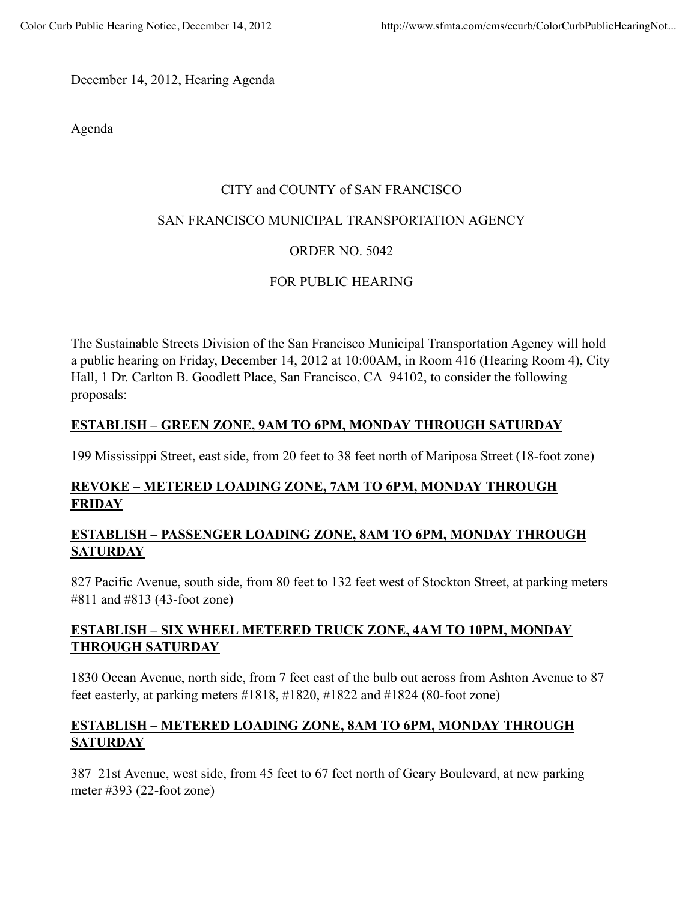December 14, 2012, Hearing Agenda

Agenda

CITY and COUNTY of SAN FRANCISCO

SAN FRANCISCO MUNICIPAL TRANSPORTATION AGENCY

ORDER NO. 5042

FOR PUBLIC HEARING

The Sustainable Streets Division of the San Francisco Municipal Transportation Agency will hold a public hearing on Friday, December 14, 2012 at 10:00AM, in Room 416 (Hearing Room 4), City Hall, 1 Dr. Carlton B. Goodlett Place, San Francisco, CA 94102, to consider the following proposals:

**ESTABLISH – GREEN ZONE, 9AM TO 6PM, MONDAY THROUGH SATURDAY**

199 Mississippi Street, east side, from 20 feet to 38 feet north of Mariposa Street (18-foot zone)

**REVOKE – METERED LOADING ZONE, 7AM TO 6PM, MONDAY THROUGH FRIDAY**

**ESTABLISH – PASSENGER LOADING ZONE, 8AM TO 6PM, MONDAY THROUGH SATURDAY**

827 Pacific Avenue, south side, from 80 feet to 132 feet west of Stockton Street, at parking meters #811 and #813 (43-foot zone)

**ESTABLISH – SIX WHEEL METERED TRUCK ZONE, 4AM TO 10PM, MONDAY THROUGH SATURDAY**

1830 Ocean Avenue, north side, from 7 feet east of the bulb out across from Ashton Avenue to 87 feet easterly, at parking meters #1818, #1820, #1822 and #1824 (80-foot zone)

**ESTABLISH – METERED LOADING ZONE, 8AM TO 6PM, MONDAY THROUGH SATURDAY**

387 21st Avenue, west side, from 45 feet to 67 feet north of Geary Boulevard, at new parking meter #393 (22-foot zone)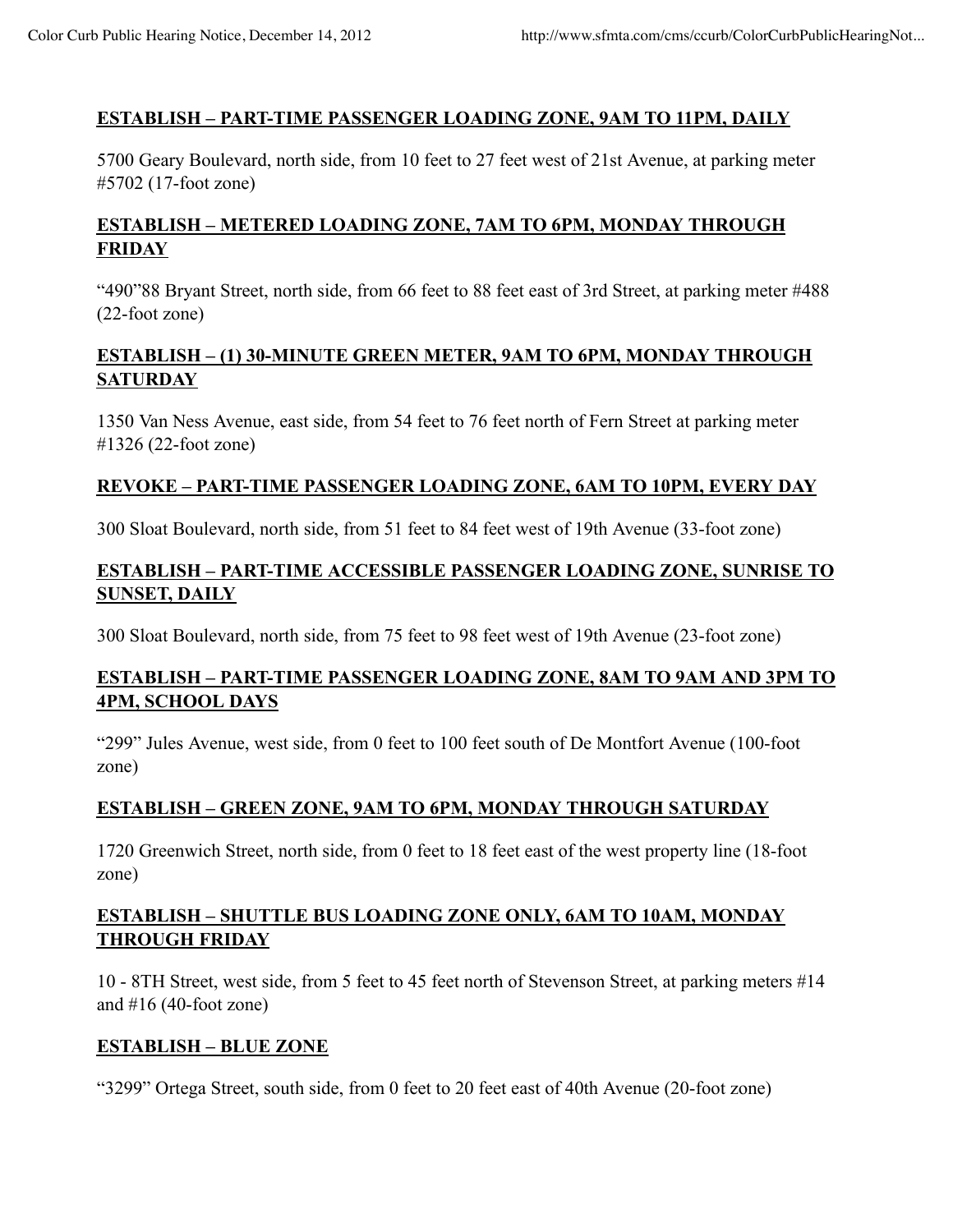**ESTABLISH – PART-TIME PASSENGER LOADING ZONE, 9AM TO 11PM, DAILY**

5700 Geary Boulevard, north side, from 10 feet to 27 feet west of 21st Avenue, at parking meter #5702 (17-foot zone)

**ESTABLISH – METERED LOADING ZONE, 7AM TO 6PM, MONDAY THROUGH FRIDAY**

“490”88 Bryant Street, north side, from 66 feet to 88 feet east of 3rd Street, at parking meter #488 (22-foot zone)

**ESTABLISH – (1) 30-MINUTE GREEN METER, 9AM TO 6PM, MONDAY THROUGH SATURDAY**

1350 Van Ness Avenue, east side, from 54 feet to 76 feet north of Fern Street at parking meter #1326 (22-foot zone)

**REVOKE – PART-TIME PASSENGER LOADING ZONE, 6AM TO 10PM, EVERY DAY**

300 Sloat Boulevard, north side, from 51 feet to 84 feet west of 19th Avenue (33-foot zone)

**ESTABLISH – PART-TIME ACCESSIBLE PASSENGER LOADING ZONE, SUNRISE TO SUNSET, DAILY**

300 Sloat Boulevard, north side, from 75 feet to 98 feet west of 19th Avenue (23-foot zone)

**ESTABLISH – PART-TIME PASSENGER LOADING ZONE, 8AM TO 9AM AND 3PM TO 4PM, SCHOOL DAYS**

“299” Jules Avenue, west side, from 0 feet to 100 feet south of De Montfort Avenue (100-foot zone)

**ESTABLISH – GREEN ZONE, 9AM TO 6PM, MONDAY THROUGH SATURDAY**

1720 Greenwich Street, north side, from 0 feet to 18 feet east of the west property line (18-foot zone)

**ESTABLISH – SHUTTLE BUS LOADING ZONE ONLY, 6AM TO 10AM, MONDAY THROUGH FRIDAY**

10 - 8TH Street, west side, from 5 feet to 45 feet north of Stevenson Street, at parking meters #14 and #16 (40-foot zone)

**ESTABLISH – BLUE ZONE**

“3299” Ortega Street, south side, from 0 feet to 20 feet east of 40th Avenue (20-foot zone)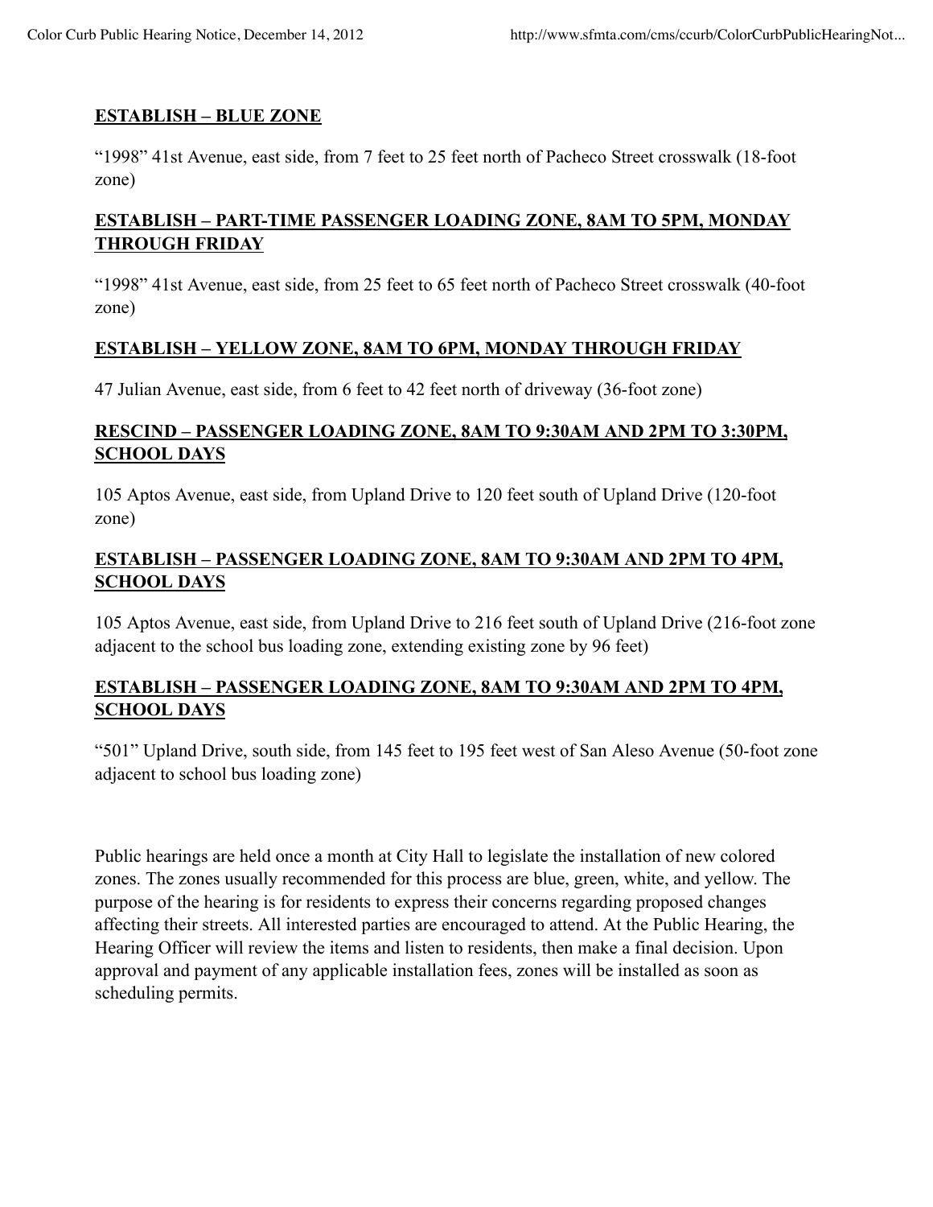**ESTABLISH – BLUE ZONE**

“1998” 41st Avenue, east side, from 7 feet to 25 feet north of Pacheco Street crosswalk (18-foot zone)

**ESTABLISH – PART-TIME PASSENGER LOADING ZONE, 8AM TO 5PM, MONDAY THROUGH FRIDAY**

“1998” 41st Avenue, east side, from 25 feet to 65 feet north of Pacheco Street crosswalk (40-foot zone)

**ESTABLISH – YELLOW ZONE, 8AM TO 6PM, MONDAY THROUGH FRIDAY**

47 Julian Avenue, east side, from 6 feet to 42 feet north of driveway (36-foot zone)

**RESCIND – PASSENGER LOADING ZONE, 8AM TO 9:30AM AND 2PM TO 3:30PM, SCHOOL DAYS**

105 Aptos Avenue, east side, from Upland Drive to 120 feet south of Upland Drive (120-foot zone)

**ESTABLISH – PASSENGER LOADING ZONE, 8AM TO 9:30AM AND 2PM TO 4PM, SCHOOL DAYS**

105 Aptos Avenue, east side, from Upland Drive to 216 feet south of Upland Drive (216-foot zone adjacent to the school bus loading zone, extending existing zone by 96 feet)

**ESTABLISH – PASSENGER LOADING ZONE, 8AM TO 9:30AM AND 2PM TO 4PM, SCHOOL DAYS**

“501” Upland Drive, south side, from 145 feet to 195 feet west of San Aleso Avenue (50-foot zone adjacent to school bus loading zone)

Public hearings are held once a month at City Hall to legislate the installation of new colored zones. The zones usually recommended for this process are blue, green, white, and yellow. The purpose of the hearing is for residents to express their concerns regarding proposed changes affecting their streets. All interested parties are encouraged to attend. At the Public Hearing, the Hearing Officer will review the items and listen to residents, then make a final decision. Upon approval and payment of any applicable installation fees, zones will be installed as soon as scheduling permits.